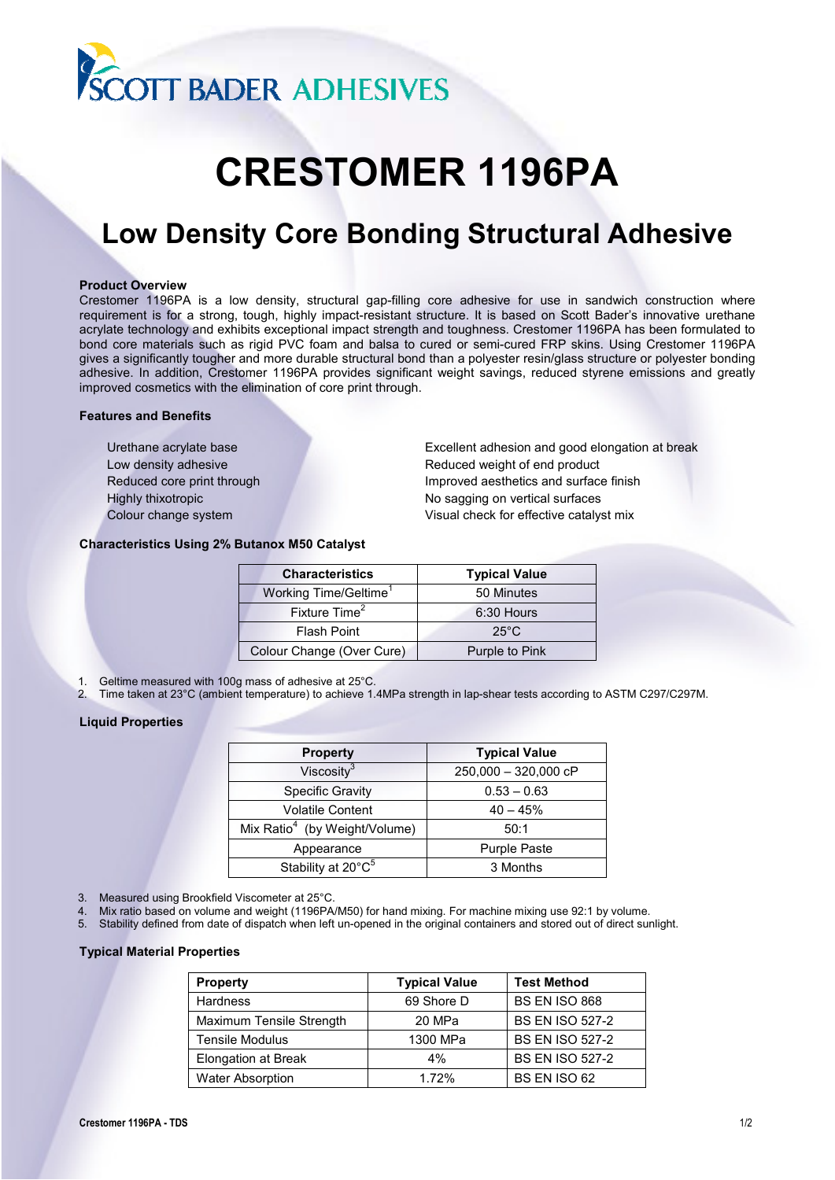SCOTT BADER ADHESIVES

# CRESTOMER 1196PA

## Low Density Core Bonding Structural Adhesive

**Product Overview**

Crestomer 1196PA is a low density, structural gap-filling core adhesive for use in sandwich construction where requirement is for a strong, tough, highly impact-resistant structure. It is based on Scott Bader's innovative urethane acrylate technology and exhibits exceptional impact strength and toughness. Crestomer 1196PA has been formulated to bond core materials such as rigid PVC foam and balsa to cured or semi-cured FRP skins. Using Crestomer 1196PA gives a significantly tougher and more durable structural bond than a polyester resin/glass structure or polyester bonding adhesive. In addition, Crestomer 1196PA provides significant weight savings, reduced styrene emissions and greatly improved cosmetics with the elimination of core print through.

**Features and Benefits**

| Feature | Benefit |
|---|---|
| Urethane acrylate base | Excellent adhesion and good elongation at break |
| Low density adhesive | Reduced weight of end product |
| Reduced core print through | Improved aesthetics and surface finish |
| Highly thixotropic | No sagging on vertical surfaces |
| Colour change system | Visual check for effective catalyst mix |

**Characteristics Using 2% Butanox M50 Catalyst**

| Characteristics | Typical Value |
|---|---|
| Working Time/Geltime[1] | 50 Minutes |
| Fixture Time[2] | 6:30 Hours |
| Flash Point | 25°C |
| Colour Change (Over Cure) | Purple to Pink |

1. Geltime measured with 100g mass of adhesive at 25°C.
2. Time taken at 23°C (ambient temperature) to achieve 1.4MPa strength in lap-shear tests according to ASTM C297/C297M.

**Liquid Properties**

| Property | Typical Value |
|---|---|
| Viscosity[3] | 250,000 – 320,000 cP |
| Specific Gravity | 0.53 – 0.63 |
| Volatile Content | 40 – 45% |
| Mix Ratio[4] (by Weight/Volume) | 50:1 |
| Appearance | Purple Paste |
| Stability at 20°C[5] | 3 Months |

3. Measured using Brookfield Viscometer at 25°C.
4. Mix ratio based on volume and weight (1196PA/M50) for hand mixing. For machine mixing use 92:1 by volume.
5. Stability defined from date of dispatch when left un-opened in the original containers and stored out of direct sunlight.

**Typical Material Properties**

| Property | Typical Value | Test Method |
|---|---|---|
| Hardness | 69 Shore D | BS EN ISO 868 |
| Maximum Tensile Strength | 20 MPa | BS EN ISO 527-2 |
| Tensile Modulus | 1300 MPa | BS EN ISO 527-2 |
| Elongation at Break | 4% | BS EN ISO 527-2 |
| Water Absorption | 1.72% | BS EN ISO 62 |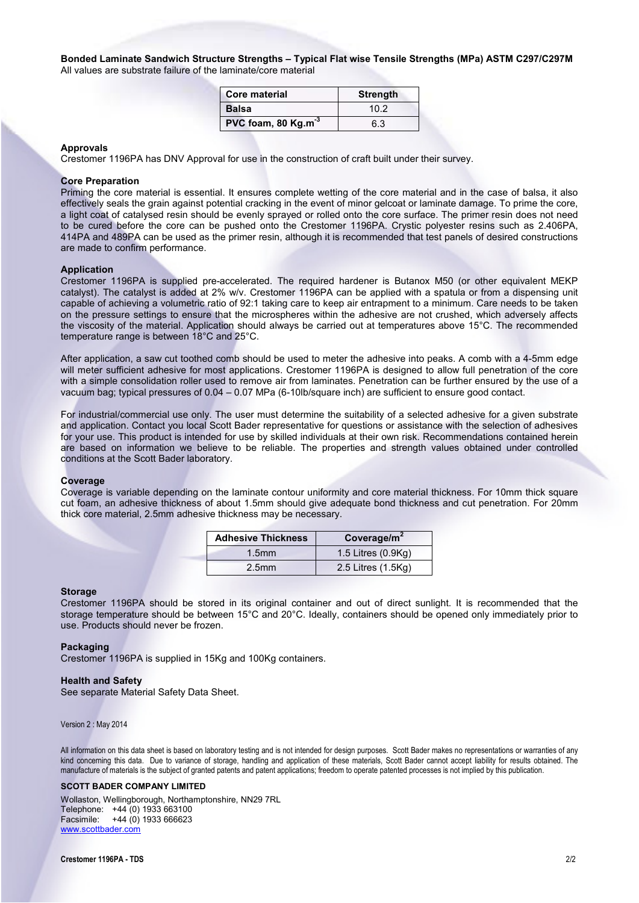**Bonded Laminate Sandwich Structure Strengths – Typical Flat wise Tensile Strengths (MPa) ASTM C297/C297M**

All values are substrate failure of the laminate/core material

| Core material | Strength |
|---|---|
| Balsa | 10.2 |
| PVC foam, 80 $Kg.m^{-3}$ | 6.3 |

**Approvals**

Crestomer 1196PA has DNV Approval for use in the construction of craft built under their survey.

**Core Preparation**

Priming the core material is essential. It ensures complete wetting of the core material and in the case of balsa, it also effectively seals the grain against potential cracking in the event of minor gelcoat or laminate damage. To prime the core, a light coat of catalysed resin should be evenly sprayed or rolled onto the core surface. The primer resin does not need to be cured before the core can be pushed onto the Crestomer 1196PA. Crystic polyester resins such as 2.406PA, 414PA and 489PA can be used as the primer resin, although it is recommended that test panels of desired constructions are made to confirm performance.

**Application**

Crestomer 1196PA is supplied pre-accelerated. The required hardener is Butanox M50 (or other equivalent MEKP catalyst). The catalyst is added at 2% w/v. Crestomer 1196PA can be applied with a spatula or from a dispensing unit capable of achieving a volumetric ratio of 92:1 taking care to keep air entrapment to a minimum. Care needs to be taken on the pressure settings to ensure that the microspheres within the adhesive are not crushed, which adversely affects the viscosity of the material. Application should always be carried out at temperatures above 15°C. The recommended temperature range is between 18°C and 25°C.

After application, a saw cut toothed comb should be used to meter the adhesive into peaks. A comb with a 4-5mm edge will meter sufficient adhesive for most applications. Crestomer 1196PA is designed to allow full penetration of the core with a simple consolidation roller used to remove air from laminates. Penetration can be further ensured by the use of a vacuum bag; typical pressures of 0.04 – 0.07 MPa (6-10lb/square inch) are sufficient to ensure good contact.

For industrial/commercial use only. The user must determine the suitability of a selected adhesive for a given substrate and application. Contact you local Scott Bader representative for questions or assistance with the selection of adhesives for your use. This product is intended for use by skilled individuals at their own risk. Recommendations contained herein are based on information we believe to be reliable. The properties and strength values obtained under controlled conditions at the Scott Bader laboratory.

**Coverage**

Coverage is variable depending on the laminate contour uniformity and core material thickness. For 10mm thick square cut foam, an adhesive thickness of about 1.5mm should give adequate bond thickness and cut penetration. For 20mm thick core material, 2.5mm adhesive thickness may be necessary.

| Adhesive Thickness | Coverage/$m^2$ |
|---|---|
| 1.5mm | 1.5 Litres (0.9Kg) |
| 2.5mm | 2.5 Litres (1.5Kg) |

**Storage**

Crestomer 1196PA should be stored in its original container and out of direct sunlight. It is recommended that the storage temperature should be between 15°C and 20°C. Ideally, containers should be opened only immediately prior to use. Products should never be frozen.

**Packaging**

Crestomer 1196PA is supplied in 15Kg and 100Kg containers.

**Health and Safety**

See separate Material Safety Data Sheet.

Version 2 : May 2014

All information on this data sheet is based on laboratory testing and is not intended for design purposes. Scott Bader makes no representations or warranties of any kind concerning this data. Due to variance of storage, handling and application of these materials, Scott Bader cannot accept liability for results obtained. The manufacture of materials is the subject of granted patents and patent applications; freedom to operate patented processes is not implied by this publication.

**SCOTT BADER COMPANY LIMITED**

Wollaston, Wellingborough, Northamptonshire, NN29 7RL
Telephone: +44 (0) 1933 663100
Facsimile: +44 (0) 1933 666623
www.scottbader.com